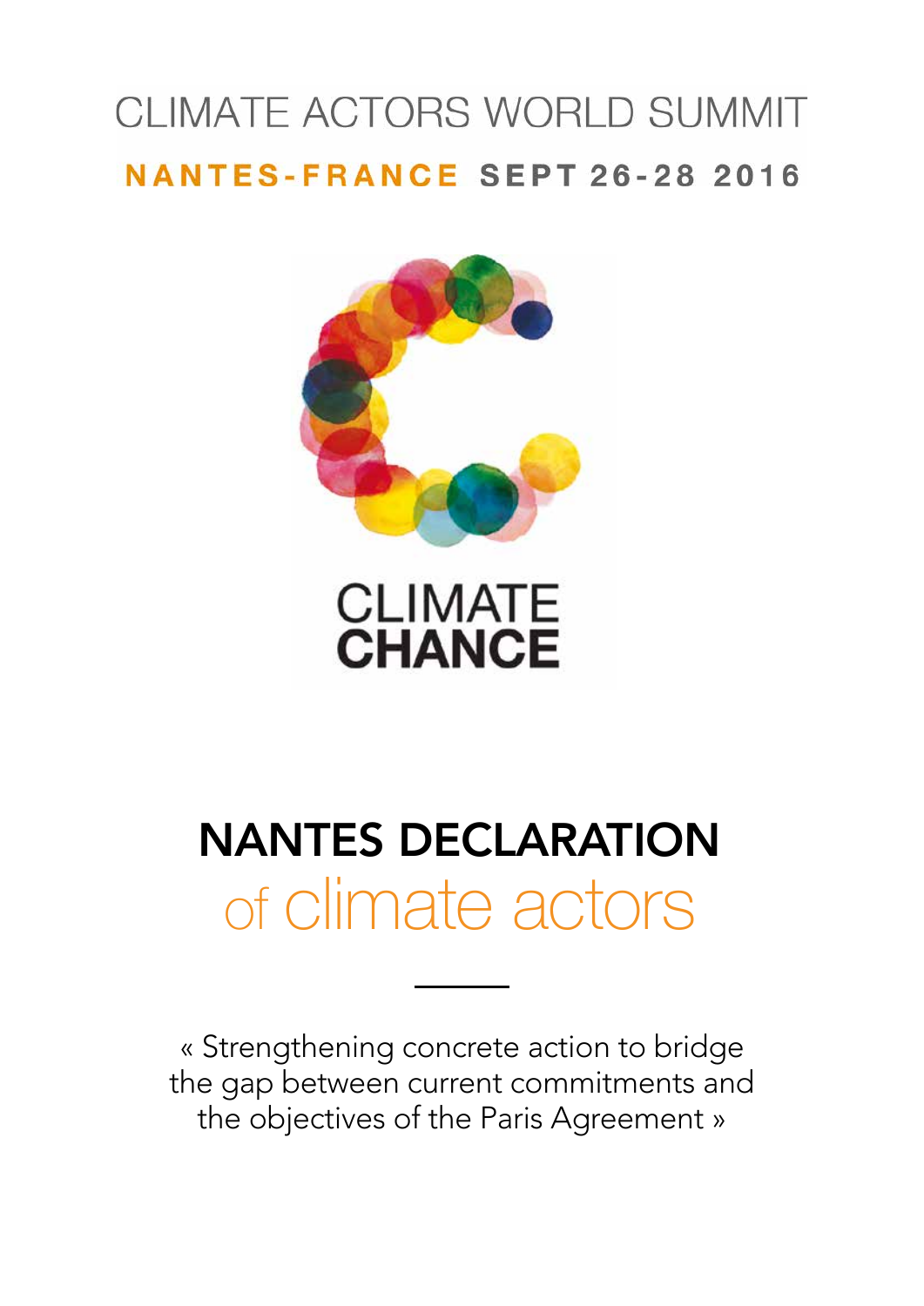CLIMATE ACTORS WORLD SUMMIT

**NANTES-FRANCE SEPT 26-28 2016**

CLIMATE
**CHANCE**

# NANTES DECLARATION
## of climate actors

« Strengthening concrete action to bridge the gap between current commitments and the objectives of the Paris Agreement »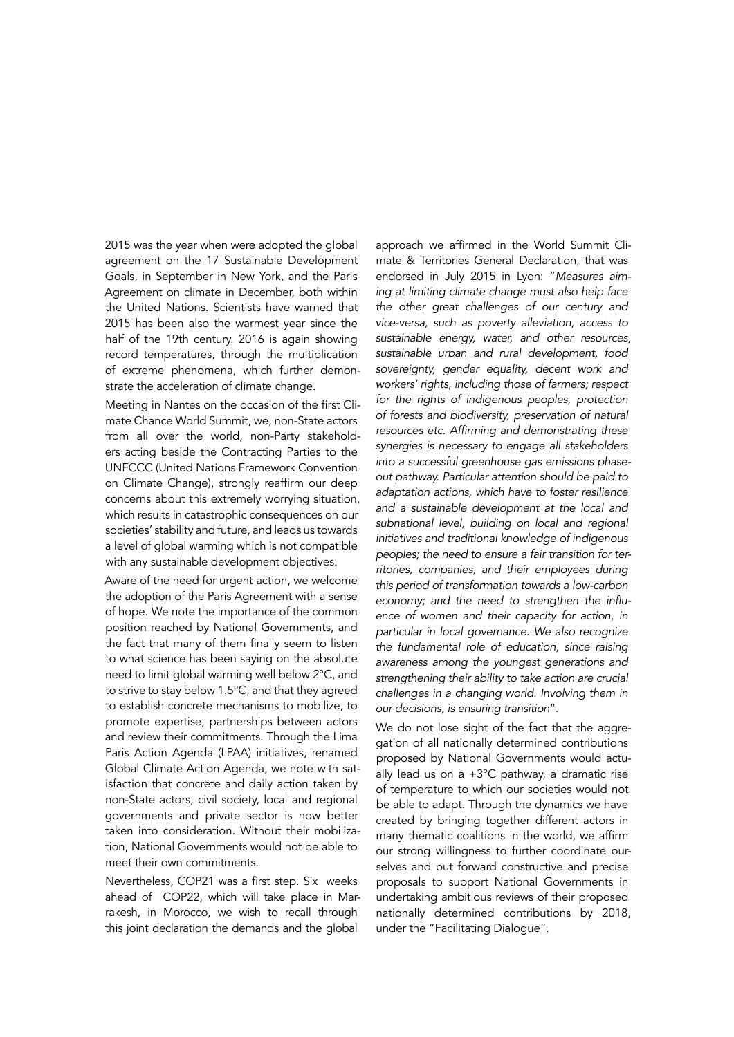2015 was the year when were adopted the global agreement on the 17 Sustainable Development Goals, in September in New York, and the Paris Agreement on climate in December, both within the United Nations. Scientists have warned that 2015 has been also the warmest year since the half of the 19th century. 2016 is again showing record temperatures, through the multiplication of extreme phenomena, which further demonstrate the acceleration of climate change.

Meeting in Nantes on the occasion of the first Climate Chance World Summit, we, non-State actors from all over the world, non-Party stakeholders acting beside the Contracting Parties to the UNFCCC (United Nations Framework Convention on Climate Change), strongly reaffirm our deep concerns about this extremely worrying situation, which results in catastrophic consequences on our societies' stability and future, and leads us towards a level of global warming which is not compatible with any sustainable development objectives.

Aware of the need for urgent action, we welcome the adoption of the Paris Agreement with a sense of hope. We note the importance of the common position reached by National Governments, and the fact that many of them finally seem to listen to what science has been saying on the absolute need to limit global warming well below 2°C, and to strive to stay below 1.5°C, and that they agreed to establish concrete mechanisms to mobilize, to promote expertise, partnerships between actors and review their commitments. Through the Lima Paris Action Agenda (LPAA) initiatives, renamed Global Climate Action Agenda, we note with satisfaction that concrete and daily action taken by non-State actors, civil society, local and regional governments and private sector is now better taken into consideration. Without their mobilization, National Governments would not be able to meet their own commitments.

Nevertheless, COP21 was a first step. Six weeks ahead of COP22, which will take place in Marrakesh, in Morocco, we wish to recall through this joint declaration the demands and the global approach we affirmed in the World Summit Climate & Territories General Declaration, that was endorsed in July 2015 in Lyon: "*Measures aiming at limiting climate change must also help face the other great challenges of our century and vice-versa, such as poverty alleviation, access to sustainable energy, water, and other resources, sustainable urban and rural development, food sovereignty, gender equality, decent work and workers' rights, including those of farmers; respect for the rights of indigenous peoples, protection of forests and biodiversity, preservation of natural resources etc. Affirming and demonstrating these synergies is necessary to engage all stakeholders into a successful greenhouse gas emissions phase-out pathway. Particular attention should be paid to adaptation actions, which have to foster resilience and a sustainable development at the local and subnational level, building on local and regional initiatives and traditional knowledge of indigenous peoples; the need to ensure a fair transition for territories, companies, and their employees during this period of transformation towards a low-carbon economy; and the need to strengthen the influence of women and their capacity for action, in particular in local governance. We also recognize the fundamental role of education, since raising awareness among the youngest generations and strengthening their ability to take action are crucial challenges in a changing world. Involving them in our decisions, is ensuring transition*".

We do not lose sight of the fact that the aggregation of all nationally determined contributions proposed by National Governments would actually lead us on a +3°C pathway, a dramatic rise of temperature to which our societies would not be able to adapt. Through the dynamics we have created by bringing together different actors in many thematic coalitions in the world, we affirm our strong willingness to further coordinate ourselves and put forward constructive and precise proposals to support National Governments in undertaking ambitious reviews of their proposed nationally determined contributions by 2018, under the "Facilitating Dialogue".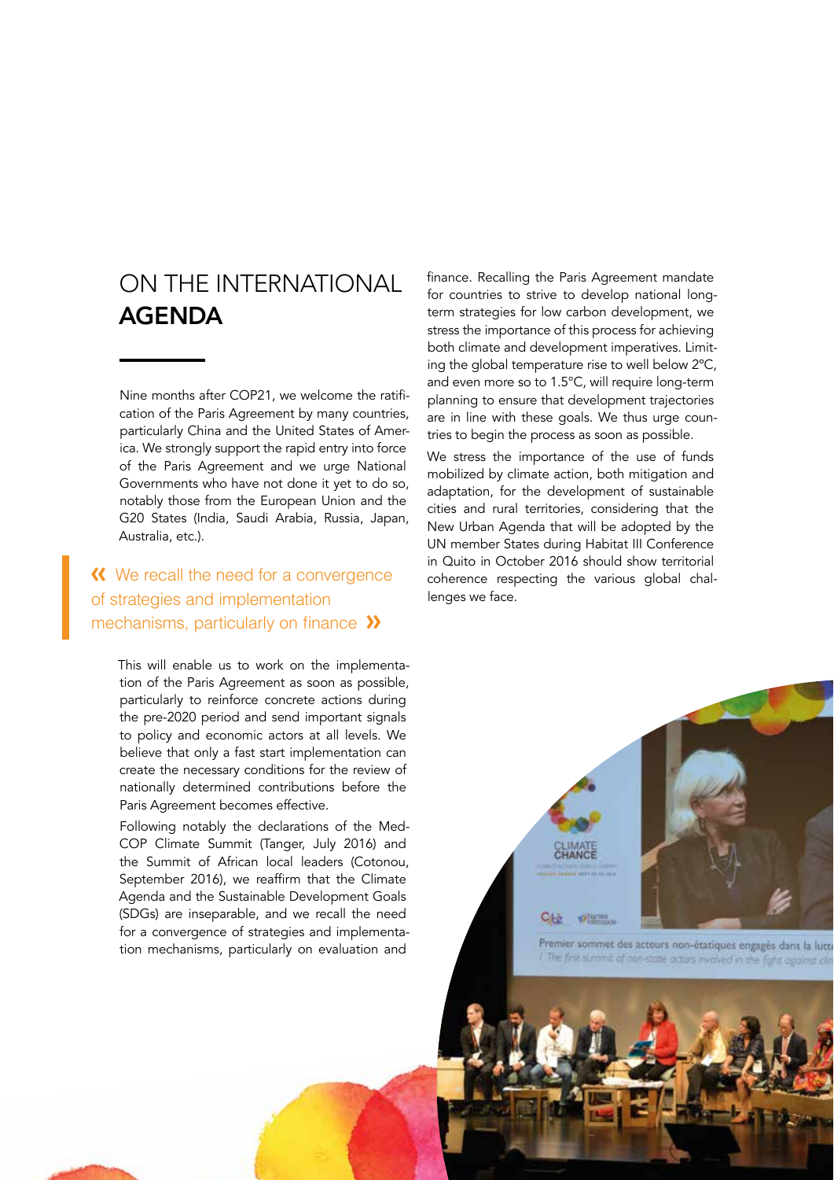# ON THE INTERNATIONAL **AGENDA**

Nine months after COP21, we welcome the ratification of the Paris Agreement by many countries, particularly China and the United States of America. We strongly support the rapid entry into force of the Paris Agreement and we urge National Governments who have not done it yet to do so, notably those from the European Union and the G20 States (India, Saudi Arabia, Russia, Japan, Australia, etc.).

> « We recall the need for a convergence of strategies and implementation mechanisms, particularly on finance »

This will enable us to work on the implementation of the Paris Agreement as soon as possible, particularly to reinforce concrete actions during the pre-2020 period and send important signals to policy and economic actors at all levels. We believe that only a fast start implementation can create the necessary conditions for the review of nationally determined contributions before the Paris Agreement becomes effective.

Following notably the declarations of the Med-COP Climate Summit (Tanger, July 2016) and the Summit of African local leaders (Cotonou, September 2016), we reaffirm that the Climate Agenda and the Sustainable Development Goals (SDGs) are inseparable, and we recall the need for a convergence of strategies and implementation mechanisms, particularly on evaluation and finance. Recalling the Paris Agreement mandate for countries to strive to develop national long-term strategies for low carbon development, we stress the importance of this process for achieving both climate and development imperatives. Limiting the global temperature rise to well below 2°C, and even more so to 1.5°C, will require long-term planning to ensure that development trajectories are in line with these goals. We thus urge countries to begin the process as soon as possible.

We stress the importance of the use of funds mobilized by climate action, both mitigation and adaptation, for the development of sustainable cities and rural territories, considering that the New Urban Agenda that will be adopted by the UN member States during Habitat III Conference in Quito in October 2016 should show territorial coherence respecting the various global challenges we face.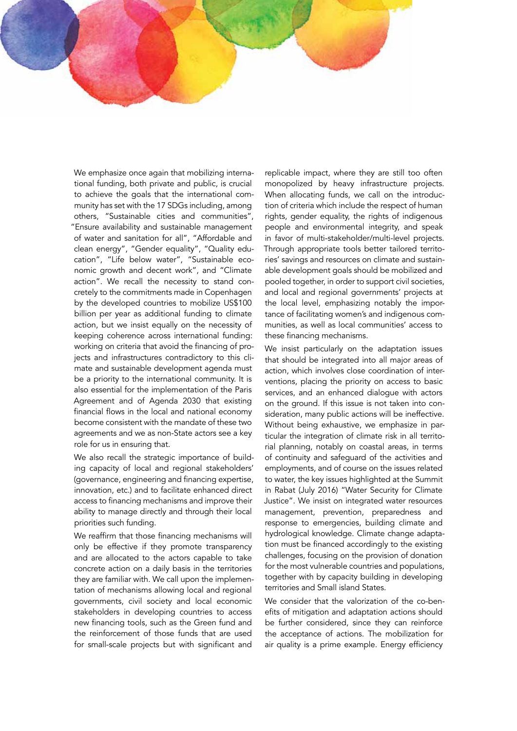We emphasize once again that mobilizing international funding, both private and public, is crucial to achieve the goals that the international community has set with the 17 SDGs including, among others, "Sustainable cities and communities", "Ensure availability and sustainable management of water and sanitation for all", "Affordable and clean energy", "Gender equality", "Quality education", "Life below water", "Sustainable economic growth and decent work", and "Climate action". We recall the necessity to stand concretely to the commitments made in Copenhagen by the developed countries to mobilize US$100 billion per year as additional funding to climate action, but we insist equally on the necessity of keeping coherence across international funding: working on criteria that avoid the financing of projects and infrastructures contradictory to this climate and sustainable development agenda must be a priority to the international community. It is also essential for the implementation of the Paris Agreement and of Agenda 2030 that existing financial flows in the local and national economy become consistent with the mandate of these two agreements and we as non-State actors see a key role for us in ensuring that.

We also recall the strategic importance of building capacity of local and regional stakeholders' (governance, engineering and financing expertise, innovation, etc.) and to facilitate enhanced direct access to financing mechanisms and improve their ability to manage directly and through their local priorities such funding.

We reaffirm that those financing mechanisms will only be effective if they promote transparency and are allocated to the actors capable to take concrete action on a daily basis in the territories they are familiar with. We call upon the implementation of mechanisms allowing local and regional governments, civil society and local economic stakeholders in developing countries to access new financing tools, such as the Green fund and the reinforcement of those funds that are used for small-scale projects but with significant and replicable impact, where they are still too often monopolized by heavy infrastructure projects. When allocating funds, we call on the introduction of criteria which include the respect of human rights, gender equality, the rights of indigenous people and environmental integrity, and speak in favor of multi-stakeholder/multi-level projects. Through appropriate tools better tailored territories' savings and resources on climate and sustainable development goals should be mobilized and pooled together, in order to support civil societies, and local and regional governments' projects at the local level, emphasizing notably the importance of facilitating women's and indigenous communities, as well as local communities' access to these financing mechanisms.

We insist particularly on the adaptation issues that should be integrated into all major areas of action, which involves close coordination of interventions, placing the priority on access to basic services, and an enhanced dialogue with actors on the ground. If this issue is not taken into consideration, many public actions will be ineffective. Without being exhaustive, we emphasize in particular the integration of climate risk in all territorial planning, notably on coastal areas, in terms of continuity and safeguard of the activities and employments, and of course on the issues related to water, the key issues highlighted at the Summit in Rabat (July 2016) "Water Security for Climate Justice". We insist on integrated water resources management, prevention, preparedness and response to emergencies, building climate and hydrological knowledge. Climate change adaptation must be financed accordingly to the existing challenges, focusing on the provision of donation for the most vulnerable countries and populations, together with by capacity building in developing territories and Small island States.

We consider that the valorization of the co-benefits of mitigation and adaptation actions should be further considered, since they can reinforce the acceptance of actions. The mobilization for air quality is a prime example. Energy efficiency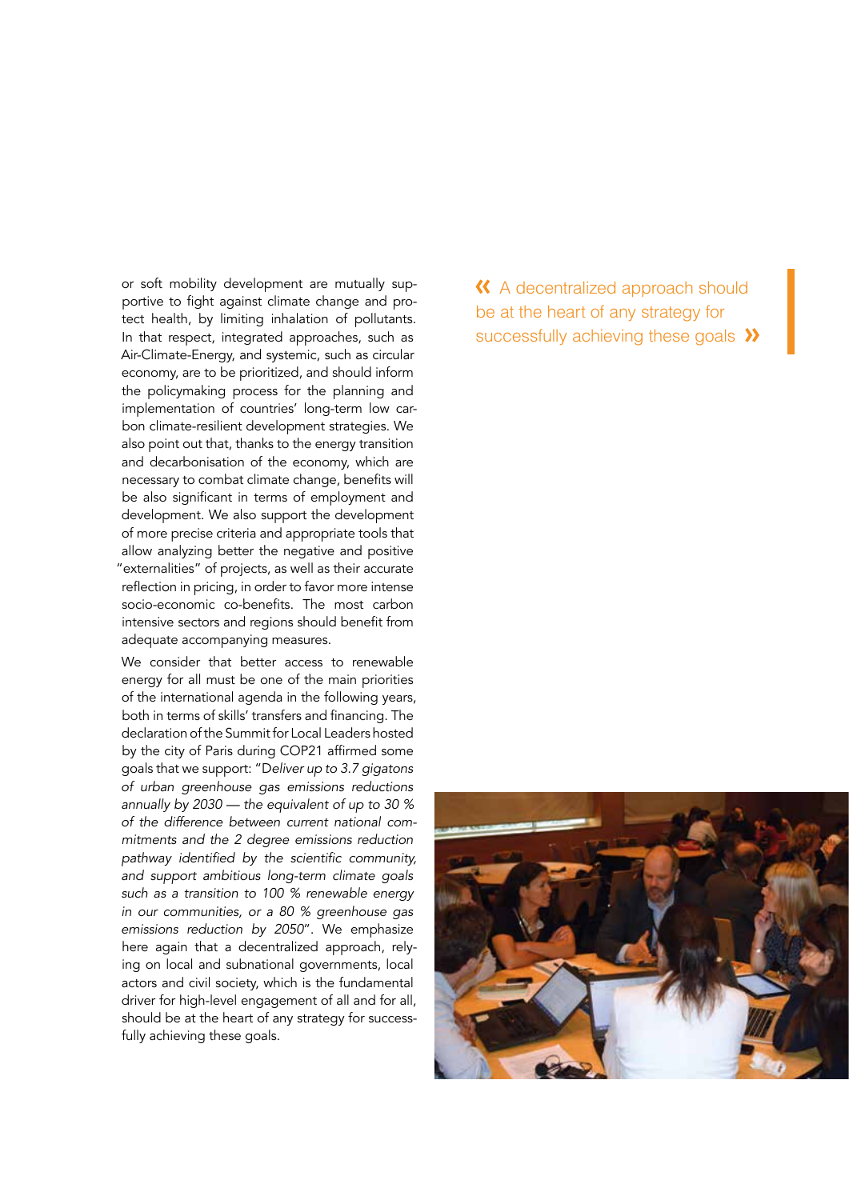or soft mobility development are mutually supportive to fight against climate change and protect health, by limiting inhalation of pollutants. In that respect, integrated approaches, such as Air-Climate-Energy, and systemic, such as circular economy, are to be prioritized, and should inform the policymaking process for the planning and implementation of countries' long-term low carbon climate-resilient development strategies. We also point out that, thanks to the energy transition and decarbonisation of the economy, which are necessary to combat climate change, benefits will be also significant in terms of employment and development. We also support the development of more precise criteria and appropriate tools that allow analyzing better the negative and positive "externalities" of projects, as well as their accurate reflection in pricing, in order to favor more intense socio-economic co-benefits. The most carbon intensive sectors and regions should benefit from adequate accompanying measures.

We consider that better access to renewable energy for all must be one of the main priorities of the international agenda in the following years, both in terms of skills' transfers and financing. The declaration of the Summit for Local Leaders hosted by the city of Paris during COP21 affirmed some goals that we support: "D*eliver up to 3.7 gigatons of urban greenhouse gas emissions reductions annually by 2030 — the equivalent of up to 30 % of the difference between current national commitments and the 2 degree emissions reduction pathway identified by the scientific community, and support ambitious long-term climate goals such as a transition to 100 % renewable energy in our communities, or a 80 % greenhouse gas emissions reduction by 2050*". We emphasize here again that a decentralized approach, relying on local and subnational governments, local actors and civil society, which is the fundamental driver for high-level engagement of all and for all, should be at the heart of any strategy for successfully achieving these goals.

> « A decentralized approach should be at the heart of any strategy for successfully achieving these goals »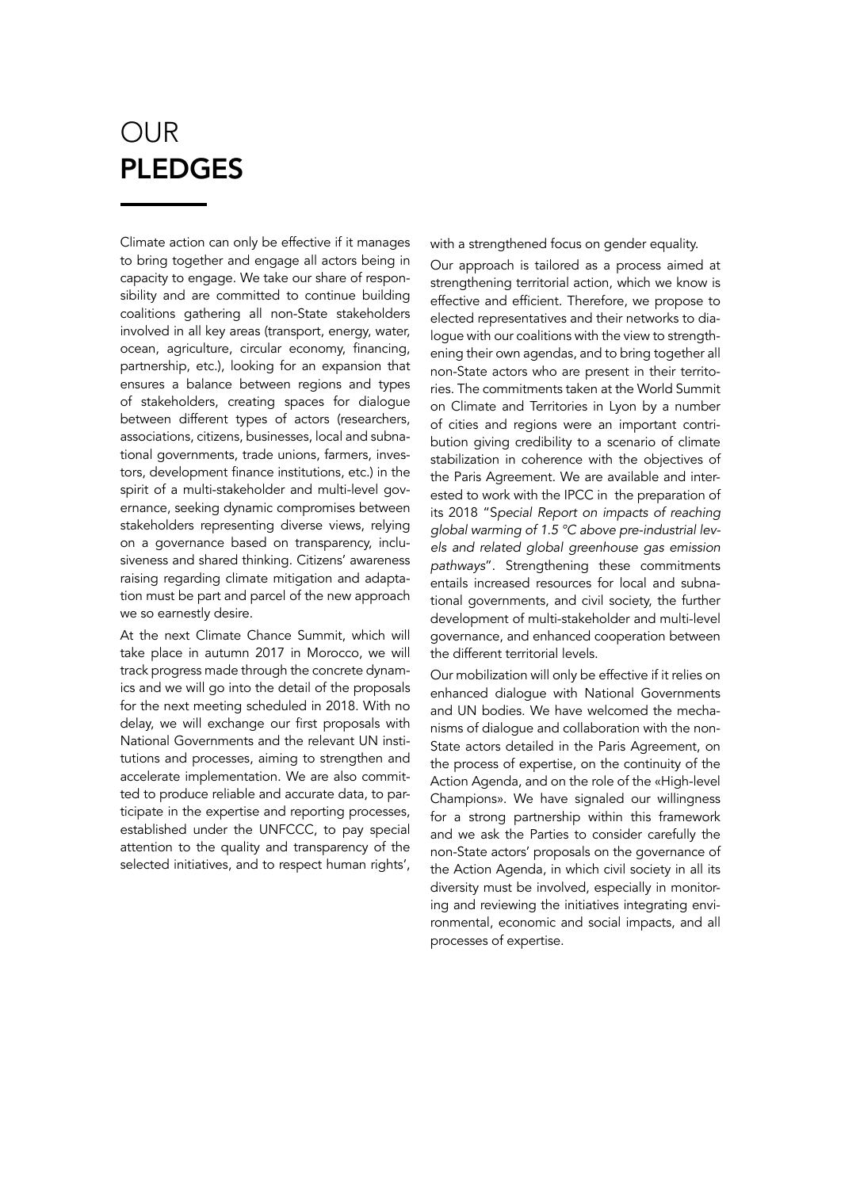# OUR **PLEDGES**

Climate action can only be effective if it manages to bring together and engage all actors being in capacity to engage. We take our share of responsibility and are committed to continue building coalitions gathering all non-State stakeholders involved in all key areas (transport, energy, water, ocean, agriculture, circular economy, financing, partnership, etc.), looking for an expansion that ensures a balance between regions and types of stakeholders, creating spaces for dialogue between different types of actors (researchers, associations, citizens, businesses, local and subnational governments, trade unions, farmers, investors, development finance institutions, etc.) in the spirit of a multi-stakeholder and multi-level governance, seeking dynamic compromises between stakeholders representing diverse views, relying on a governance based on transparency, inclusiveness and shared thinking. Citizens' awareness raising regarding climate mitigation and adaptation must be part and parcel of the new approach we so earnestly desire.

At the next Climate Chance Summit, which will take place in autumn 2017 in Morocco, we will track progress made through the concrete dynamics and we will go into the detail of the proposals for the next meeting scheduled in 2018. With no delay, we will exchange our first proposals with National Governments and the relevant UN institutions and processes, aiming to strengthen and accelerate implementation. We are also committed to produce reliable and accurate data, to participate in the expertise and reporting processes, established under the UNFCCC, to pay special attention to the quality and transparency of the selected initiatives, and to respect human rights', with a strengthened focus on gender equality.

Our approach is tailored as a process aimed at strengthening territorial action, which we know is effective and efficient. Therefore, we propose to elected representatives and their networks to dialogue with our coalitions with the view to strengthening their own agendas, and to bring together all non-State actors who are present in their territories. The commitments taken at the World Summit on Climate and Territories in Lyon by a number of cities and regions were an important contribution giving credibility to a scenario of climate stabilization in coherence with the objectives of the Paris Agreement. We are available and interested to work with the IPCC in the preparation of its 2018 "*Special Report on impacts of reaching global warming of 1.5 °C above pre-industrial levels and related global greenhouse gas emission pathways*". Strengthening these commitments entails increased resources for local and subnational governments, and civil society, the further development of multi-stakeholder and multi-level governance, and enhanced cooperation between the different territorial levels.

Our mobilization will only be effective if it relies on enhanced dialogue with National Governments and UN bodies. We have welcomed the mechanisms of dialogue and collaboration with the non-State actors detailed in the Paris Agreement, on the process of expertise, on the continuity of the Action Agenda, and on the role of the «High-level Champions». We have signaled our willingness for a strong partnership within this framework and we ask the Parties to consider carefully the non-State actors' proposals on the governance of the Action Agenda, in which civil society in all its diversity must be involved, especially in monitoring and reviewing the initiatives integrating environmental, economic and social impacts, and all processes of expertise.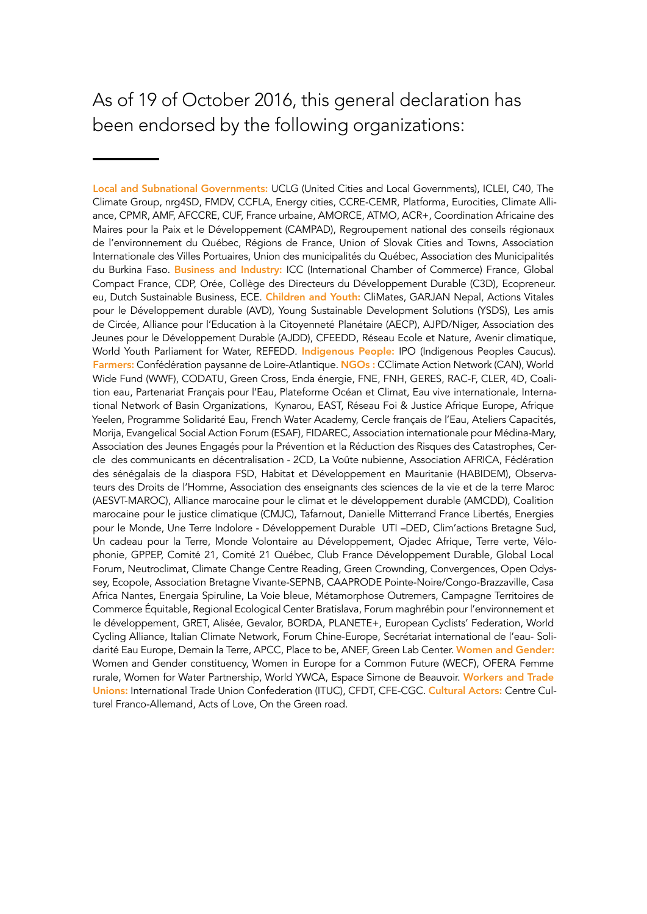# As of 19 of October 2016, this general declaration has been endorsed by the following organizations:

**Local and Subnational Governments:** UCLG (United Cities and Local Governments), ICLEI, C40, The Climate Group, nrg4SD, FMDV, CCFLA, Energy cities, CCRE-CEMR, Platforma, Eurocities, Climate Alliance, CPMR, AMF, AFCCRE, CUF, France urbaine, AMORCE, ATMO, ACR+, Coordination Africaine des Maires pour la Paix et le Développement (CAMPAD), Regroupement national des conseils régionaux de l'environnement du Québec, Régions de France, Union of Slovak Cities and Towns, Association Internationale des Villes Portuaires, Union des municipalités du Québec, Association des Municipalités du Burkina Faso. **Business and Industry:** ICC (International Chamber of Commerce) France, Global Compact France, CDP, Orée, Collège des Directeurs du Développement Durable (C3D), Ecopreneur.eu, Dutch Sustainable Business, ECE. **Children and Youth:** CliMates, GARJAN Nepal, Actions Vitales pour le Développement durable (AVD), Young Sustainable Development Solutions (YSDS), Les amis de Circée, Alliance pour l'Education à la Citoyenneté Planétaire (AECP), AJPD/Niger, Association des Jeunes pour le Développement Durable (AJDD), CFEEDD, Réseau Ecole et Nature, Avenir climatique, World Youth Parliament for Water, REFEDD. **Indigenous People:** IPO (Indigenous Peoples Caucus). **Farmers:** Confédération paysanne de Loire-Atlantique. **NGOs :** CClimate Action Network (CAN), World Wide Fund (WWF), CODATU, Green Cross, Enda énergie, FNE, FNH, GERES, RAC-F, CLER, 4D, Coalition eau, Partenariat Français pour l'Eau, Plateforme Océan et Climat, Eau vive internationale, International Network of Basin Organizations, Kynarou, EAST, Réseau Foi & Justice Afrique Europe, Afrique Yeelen, Programme Solidarité Eau, French Water Academy, Cercle français de l'Eau, Ateliers Capacités, Morija, Evangelical Social Action Forum (ESAF), FIDAREC, Association internationale pour Médina-Mary, Association des Jeunes Engagés pour la Prévention et la Réduction des Risques des Catastrophes, Cercle des communicants en décentralisation - 2CD, La Voûte nubienne, Association AFRICA, Fédération des sénégalais de la diaspora FSD, Habitat et Développement en Mauritanie (HABIDEM), Observateurs des Droits de l'Homme, Association des enseignants des sciences de la vie et de la terre Maroc (AESVT-MAROC), Alliance marocaine pour le climat et le développement durable (AMCDD), Coalition marocaine pour le justice climatique (CMJC), Tafarnout, Danielle Mitterrand France Libertés, Energies pour le Monde, Une Terre Indolore - Développement Durable UTI –DED, Clim'actions Bretagne Sud, Un cadeau pour la Terre, Monde Volontaire au Développement, Ojadec Afrique, Terre verte, Vélophonie, GPPEP, Comité 21, Comité 21 Québec, Club France Développement Durable, Global Local Forum, Neutroclimat, Climate Change Centre Reading, Green Crownding, Convergences, Open Odyssey, Ecopole, Association Bretagne Vivante-SEPNB, CAAPRODE Pointe-Noire/Congo-Brazzaville, Casa Africa Nantes, Energaia Spiruline, La Voie bleue, Métamorphose Outremers, Campagne Territoires de Commerce Équitable, Regional Ecological Center Bratislava, Forum maghrébin pour l'environnement et le développement, GRET, Alisée, Gevalor, BORDA, PLANETE+, European Cyclists' Federation, World Cycling Alliance, Italian Climate Network, Forum Chine-Europe, Secrétariat international de l'eau- Solidarité Eau Europe, Demain la Terre, APCC, Place to be, ANEF, Green Lab Center. **Women and Gender:** Women and Gender constituency, Women in Europe for a Common Future (WECF), OFERA Femme rurale, Women for Water Partnership, World YWCA, Espace Simone de Beauvoir. **Workers and Trade Unions:** International Trade Union Confederation (ITUC), CFDT, CFE-CGC. **Cultural Actors:** Centre Culturel Franco-Allemand, Acts of Love, On the Green road.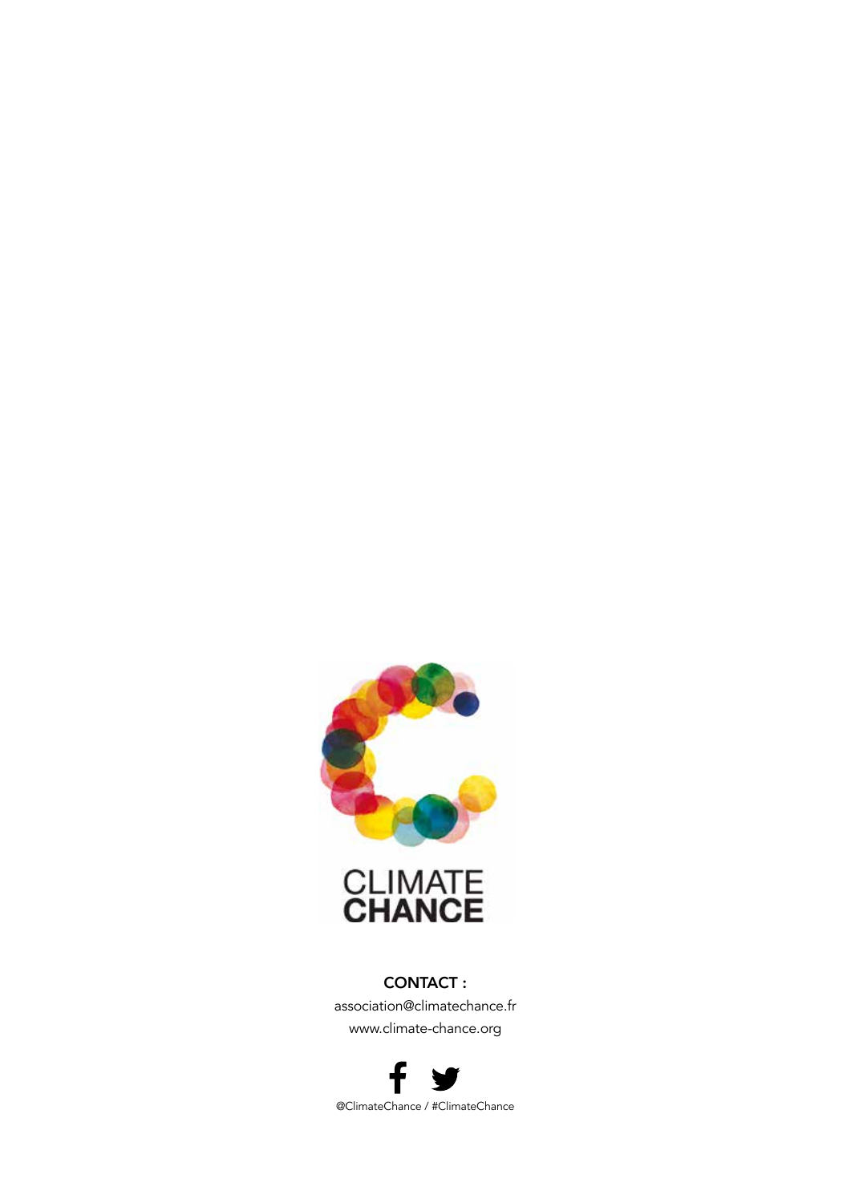CLIMATE
CHANCE

**CONTACT :**

association@climatechance.fr

www.climate-chance.org

@ClimateChance / #ClimateChance